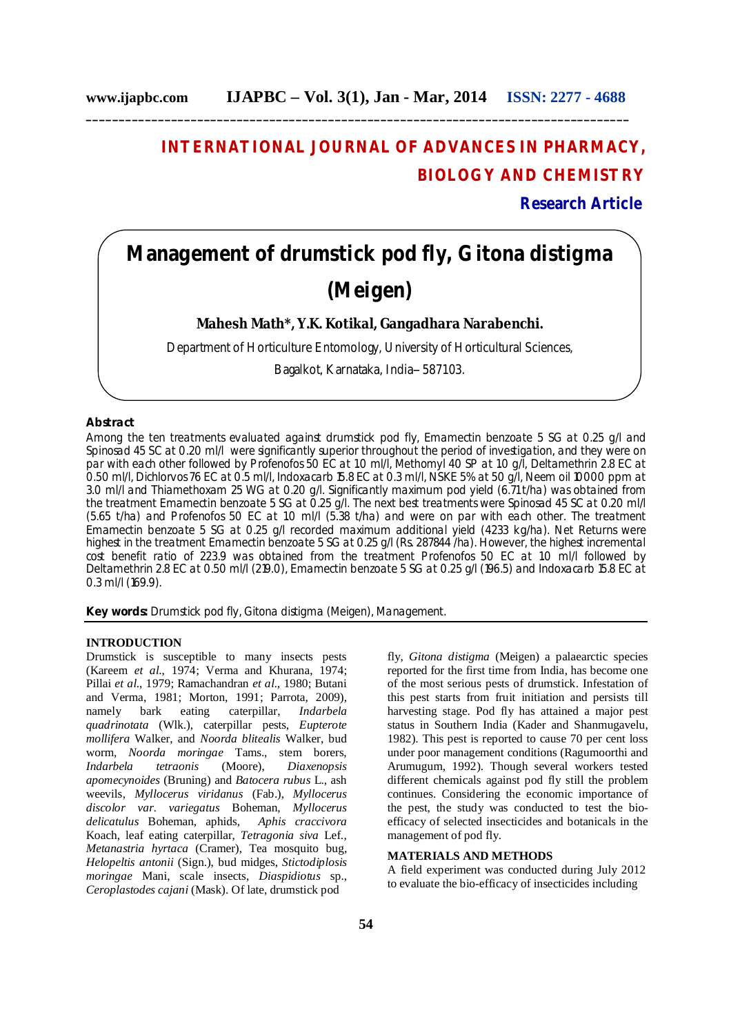**INTERNATIONAL JOURNAL OF ADVANCES IN PHARMACY, BIOLOGY AND CHEMISTRY**

**Research Article**

# Management of drumstick pod fly, Gitona distigma (Meigen)

**Mahesh Math\*, Y.K. Kotikal, Gangadhara Narabenchi.**

Department of Horticulture Entomology, University of Horticultural Sciences, Bagalkot, Karnataka, India– 587103.

## Abstract

Among the ten treatments evaluated against drumstick pod fly, Emamectin benzoate 5 SG at 0.25 g/l and Spinosad 45 SC at 0.20 ml/l were significantly superior throughout the period of investigation, and they were on par with each other followed by Profenofos 50 EC at 1.0 ml/l, Methomyl 40 SP at 1.0 g/l, Deltamethrin 2.8 EC at 0.50 ml/l, Dichlorvos 76 EC at 0.5 ml/l, Indoxacarb 15.8 EC at 0.3 ml/l, NSKE 5% at 50 g/l, Neem oil 10000 ppm at 3.0 ml/l and Thiamethoxam 25 WG at 0.20 g/l. Significantly maximum pod yield (6.71 t/ha) was obtained from the treatment Emamectin benzoate 5 SG at 0.25 g/l. The next best treatments were Spinosad 45 SC at 0.20 ml/l (5.65 t/ha) and Profenofos 50 EC at 1.0 ml/l (5.38 t/ha) and were on par with each other. The treatment Emamectin benzoate 5 SG at 0.25 g/l recorded maximum additional yield (4233 kg/ha). Net Returns were highest in the treatment Emamectin benzoate 5 SG at 0.25 g/l (Rs. 287844 /ha). However, the highest incremental cost benefit ratio of 223.9 was obtained from the treatment Profenofos 50 EC at 1.0 ml/l followed by Deltamethrin 2.8 EC at 0.50 ml/l (219.0), Emamectin benzoate 5 SG at 0.25 g/l (196.5) and Indoxacarb 15.8 EC at 0.3 ml/l (169.9).

**Key words:** Drumstick pod fly, Gitona distigma (Meigen), Management.

## INTRODUCTION

Drumstick is susceptible to many insects pests (Kareem *et al*., 1974; Verma and Khurana, 1974; Pillai *et al*., 1979; Ramachandran *et al*., 1980; Butani and Verma, 1981; Morton, 1991; Parrota, 2009), namely bark eating caterpillar, *Indarbela quadrinotata* (Wlk.), caterpillar pests, *Eupterote mollifera* Walker, and *Noorda blitealis* Walker, bud worm, *Noorda moringae* Tams., stem borers, *Indarbela tetraonis* (Moore), *Diaxenopsis apomecynoides* (Bruning) and *Batocera rubus* L., ash weevils, *Myllocerus viridanus* (Fab.), *Myllocerus discolor var. variegatus* Boheman, *Myllocerus delicatulus* Boheman, aphids, *Aphis craccivora* Koach, leaf eating caterpillar, *Tetragonia siva* Lef., *Metanastria hyrtaca* (Cramer), Tea mosquito bug, *Helopeltis antonii* (Sign.), bud midges, *Stictodiplosis moringae* Mani, scale insects, *Diaspidiotus* sp., *Ceroplastodes cajani* (Mask). Of late, drumstick pod fly, *Gitona distigma* (Meigen) a palaearctic species reported for the first time from India, has become one of the most serious pests of drumstick. Infestation of this pest starts from fruit initiation and persists till harvesting stage. Pod fly has attained a major pest status in Southern India (Kader and Shanmugavelu, 1982). This pest is reported to cause 70 per cent loss under poor management conditions (Ragumoorthi and Arumugum, 1992). Though several workers tested different chemicals against pod fly still the problem continues. Considering the economic importance of the pest, the study was conducted to test the bio-efficacy of selected insecticides and botanicals in the management of pod fly.

## MATERIALS AND METHODS

A field experiment was conducted during July 2012 to evaluate the bio-efficacy of insecticides including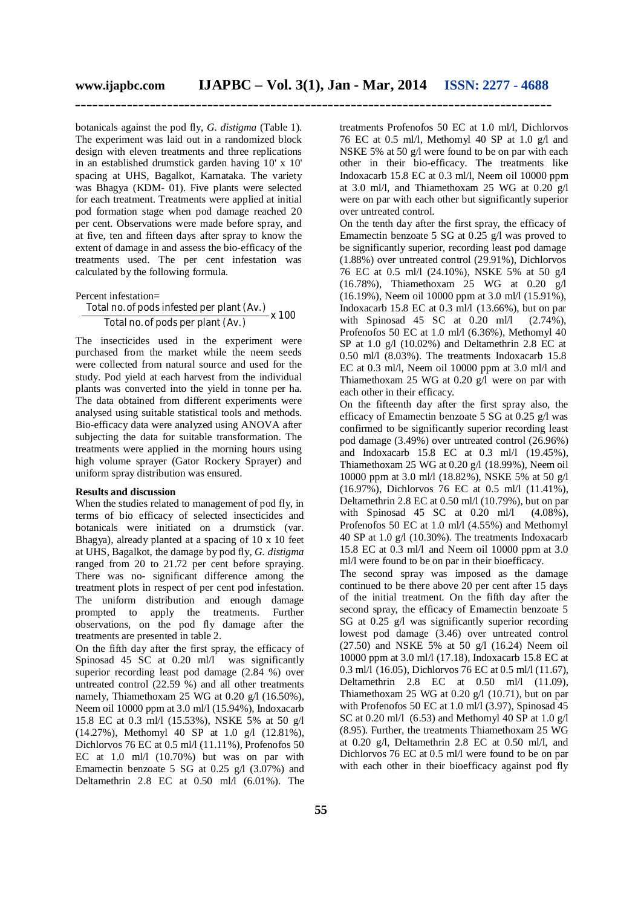botanicals against the pod fly, *G. distigma* (Table 1). The experiment was laid out in a randomized block design with eleven treatments and three replications in an established drumstick garden having 10' x 10' spacing at UHS, Bagalkot, Karnataka. The variety was Bhagya (KDM- 01). Five plants were selected for each treatment. Treatments were applied at initial pod formation stage when pod damage reached 20 per cent. Observations were made before spray, and at five, ten and fifteen days after spray to know the extent of damage in and assess the bio-efficacy of the treatments used. The per cent infestation was calculated by the following formula.

Percent infestation=

$$\frac{\text{Total no. of pods infested per plant (Av.)}}{\text{Total no. of pods per plant (Av.)}} \times 100$$

The insecticides used in the experiment were purchased from the market while the neem seeds were collected from natural source and used for the study. Pod yield at each harvest from the individual plants was converted into the yield in tonne per ha. The data obtained from different experiments were analysed using suitable statistical tools and methods. Bio-efficacy data were analyzed using ANOVA after subjecting the data for suitable transformation. The treatments were applied in the morning hours using high volume sprayer (Gator Rockery Sprayer) and uniform spray distribution was ensured.

**Results and discussion**

When the studies related to management of pod fly, in terms of bio efficacy of selected insecticides and botanicals were initiated on a drumstick (var. Bhagya), already planted at a spacing of 10 x 10 feet at UHS, Bagalkot, the damage by pod fly, *G. distigma* ranged from 20 to 21.72 per cent before spraying. There was no- significant difference among the treatment plots in respect of per cent pod infestation. The uniform distribution and enough damage prompted to apply the treatments. Further observations, on the pod fly damage after the treatments are presented in table 2.

On the fifth day after the first spray, the efficacy of Spinosad 45 SC at 0.20 ml/l was significantly superior recording least pod damage (2.84 %) over untreated control (22.59 %) and all other treatments namely, Thiamethoxam 25 WG at 0.20 g/l (16.50%), Neem oil 10000 ppm at 3.0 ml/l (15.94%), Indoxacarb 15.8 EC at 0.3 ml/l (15.53%), NSKE 5% at 50 g/l (14.27%), Methomyl 40 SP at 1.0 g/l (12.81%), Dichlorvos 76 EC at 0.5 ml/l (11.11%), Profenofos 50 EC at 1.0 ml/l (10.70%) but was on par with Emamectin benzoate 5 SG at 0.25 g/l (3.07%) and Deltamethrin 2.8 EC at 0.50 ml/l (6.01%). The treatments Profenofos 50 EC at 1.0 ml/l, Dichlorvos 76 EC at 0.5 ml/l, Methomyl 40 SP at 1.0 g/l and NSKE 5% at 50 g/l were found to be on par with each other in their bio-efficacy. The treatments like Indoxacarb 15.8 EC at 0.3 ml/l, Neem oil 10000 ppm at 3.0 ml/l, and Thiamethoxam 25 WG at 0.20 g/l were on par with each other but significantly superior over untreated control.

On the tenth day after the first spray, the efficacy of Emamectin benzoate 5 SG at 0.25 g/l was proved to be significantly superior, recording least pod damage (1.88%) over untreated control (29.91%), Dichlorvos 76 EC at 0.5 ml/l (24.10%), NSKE 5% at 50 g/l (16.78%), Thiamethoxam 25 WG at 0.20 g/l (16.19%), Neem oil 10000 ppm at 3.0 ml/l (15.91%), Indoxacarb 15.8 EC at 0.3 ml/l (13.66%), but on par with Spinosad 45 SC at 0.20 ml/l (2.74%), Profenofos 50 EC at 1.0 ml/l (6.36%), Methomyl 40 SP at 1.0 g/l (10.02%) and Deltamethrin 2.8 EC at 0.50 ml/l (8.03%). The treatments Indoxacarb 15.8 EC at 0.3 ml/l, Neem oil 10000 ppm at 3.0 ml/l and Thiamethoxam 25 WG at 0.20 g/l were on par with each other in their efficacy.

On the fifteenth day after the first spray also, the efficacy of Emamectin benzoate 5 SG at 0.25 g/l was confirmed to be significantly superior recording least pod damage (3.49%) over untreated control (26.96%) and Indoxacarb 15.8 EC at 0.3 ml/l (19.45%), Thiamethoxam 25 WG at 0.20 g/l (18.99%), Neem oil 10000 ppm at 3.0 ml/l (18.82%), NSKE 5% at 50 g/l (16.97%), Dichlorvos 76 EC at 0.5 ml/l (11.41%), Deltamethrin 2.8 EC at 0.50 ml/l (10.79%), but on par with Spinosad 45 SC at 0.20 ml/l (4.08%), Profenofos 50 EC at 1.0 ml/l (4.55%) and Methomyl 40 SP at 1.0 g/l (10.30%). The treatments Indoxacarb 15.8 EC at 0.3 ml/l and Neem oil 10000 ppm at 3.0 ml/l were found to be on par in their bioefficacy.

The second spray was imposed as the damage continued to be there above 20 per cent after 15 days of the initial treatment. On the fifth day after the second spray, the efficacy of Emamectin benzoate 5 SG at 0.25 g/l was significantly superior recording lowest pod damage (3.46) over untreated control (27.50) and NSKE 5% at 50 g/l (16.24) Neem oil 10000 ppm at 3.0 ml/l (17.18), Indoxacarb 15.8 EC at 0.3 ml/l (16.05), Dichlorvos 76 EC at 0.5 ml/l (11.67), Deltamethrin 2.8 EC at 0.50 ml/l (11.09), Thiamethoxam 25 WG at 0.20 g/l (10.71), but on par with Profenofos 50 EC at 1.0 ml/l (3.97), Spinosad 45 SC at 0.20 ml/l (6.53) and Methomyl 40 SP at 1.0 g/l (8.95). Further, the treatments Thiamethoxam 25 WG at 0.20 g/l, Deltamethrin 2.8 EC at 0.50 ml/l, and Dichlorvos 76 EC at 0.5 ml/l were found to be on par with each other in their bioefficacy against pod fly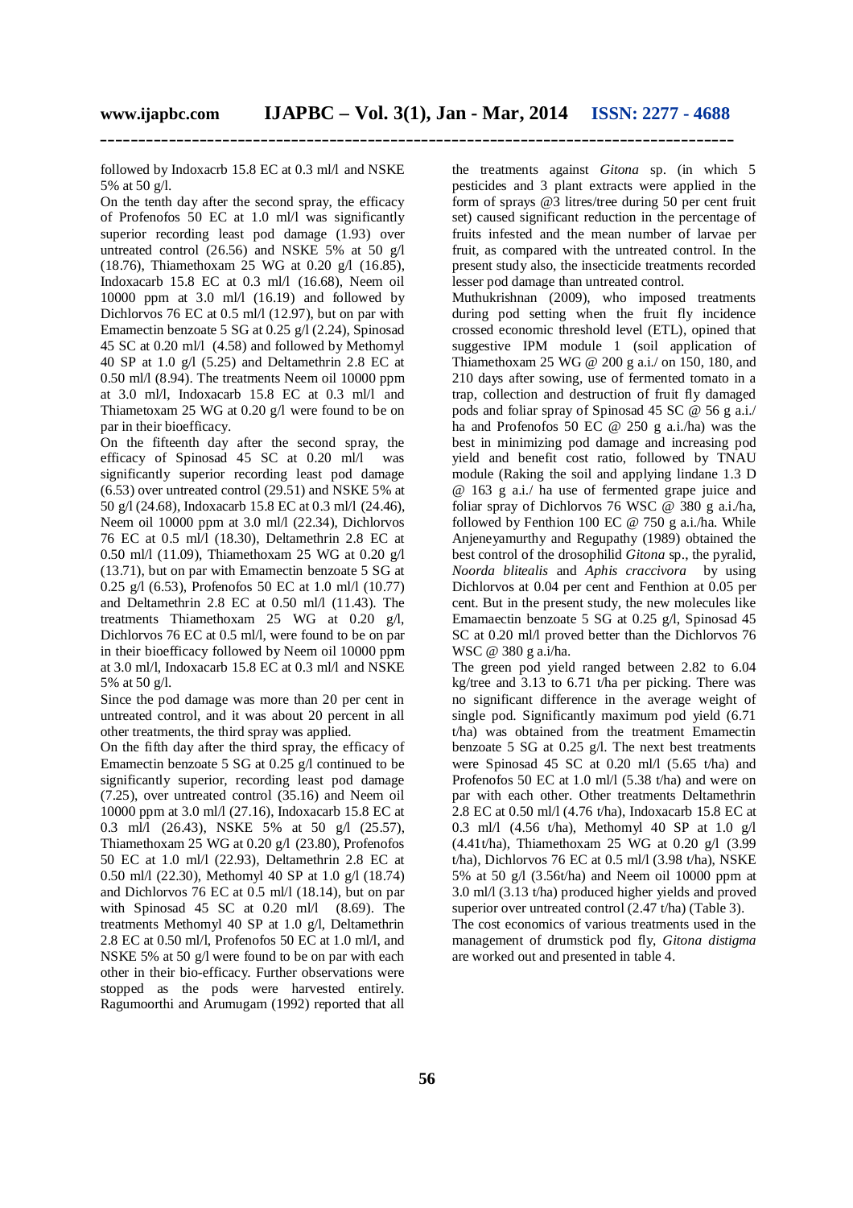followed by Indoxacrb 15.8 EC at 0.3 ml/l and NSKE 5% at 50 g/l.

On the tenth day after the second spray, the efficacy of Profenofos 50 EC at 1.0 ml/l was significantly superior recording least pod damage (1.93) over untreated control (26.56) and NSKE 5% at 50 g/l (18.76), Thiamethoxam 25 WG at 0.20 g/l (16.85), Indoxacarb 15.8 EC at 0.3 ml/l (16.68), Neem oil 10000 ppm at 3.0 ml/l (16.19) and followed by Dichlorvos 76 EC at 0.5 ml/l (12.97), but on par with Emamectin benzoate 5 SG at 0.25 g/l (2.24), Spinosad 45 SC at 0.20 ml/l (4.58) and followed by Methomyl 40 SP at 1.0 g/l (5.25) and Deltamethrin 2.8 EC at 0.50 ml/l (8.94). The treatments Neem oil 10000 ppm at 3.0 ml/l, Indoxacarb 15.8 EC at 0.3 ml/l and Thiametoxam 25 WG at 0.20 g/l were found to be on par in their bioefficacy.

On the fifteenth day after the second spray, the efficacy of Spinosad 45 SC at 0.20 ml/l was significantly superior recording least pod damage (6.53) over untreated control (29.51) and NSKE 5% at 50 g/l (24.68), Indoxacarb 15.8 EC at 0.3 ml/l (24.46), Neem oil 10000 ppm at 3.0 ml/l (22.34), Dichlorvos 76 EC at 0.5 ml/l (18.30), Deltamethrin 2.8 EC at 0.50 ml/l (11.09), Thiamethoxam 25 WG at 0.20 g/l (13.71), but on par with Emamectin benzoate 5 SG at 0.25 g/l (6.53), Profenofos 50 EC at 1.0 ml/l (10.77) and Deltamethrin 2.8 EC at 0.50 ml/l (11.43). The treatments Thiamethoxam 25 WG at 0.20 g/l, Dichlorvos 76 EC at 0.5 ml/l, were found to be on par in their bioefficacy followed by Neem oil 10000 ppm at 3.0 ml/l, Indoxacarb 15.8 EC at 0.3 ml/l and NSKE 5% at 50 g/l.

Since the pod damage was more than 20 per cent in untreated control, and it was about 20 percent in all other treatments, the third spray was applied.

On the fifth day after the third spray, the efficacy of Emamectin benzoate 5 SG at 0.25 g/l continued to be significantly superior, recording least pod damage (7.25), over untreated control (35.16) and Neem oil 10000 ppm at 3.0 ml/l (27.16), Indoxacarb 15.8 EC at 0.3 ml/l (26.43), NSKE 5% at 50 g/l (25.57), Thiamethoxam 25 WG at 0.20 g/l (23.80), Profenofos 50 EC at 1.0 ml/l (22.93), Deltamethrin 2.8 EC at 0.50 ml/l (22.30), Methomyl 40 SP at 1.0 g/l (18.74) and Dichlorvos 76 EC at 0.5 ml/l (18.14), but on par with Spinosad 45 SC at 0.20 ml/l (8.69). The treatments Methomyl 40 SP at 1.0 g/l, Deltamethrin 2.8 EC at 0.50 ml/l, Profenofos 50 EC at 1.0 ml/l, and NSKE 5% at 50 g/l were found to be on par with each other in their bio-efficacy. Further observations were stopped as the pods were harvested entirely. Ragumoorthi and Arumugam (1992) reported that all the treatments against *Gitona* sp. (in which 5 pesticides and 3 plant extracts were applied in the form of sprays @3 litres/tree during 50 per cent fruit set) caused significant reduction in the percentage of fruits infested and the mean number of larvae per fruit, as compared with the untreated control. In the present study also, the insecticide treatments recorded lesser pod damage than untreated control.

Muthukrishnan (2009), who imposed treatments during pod setting when the fruit fly incidence crossed economic threshold level (ETL), opined that suggestive IPM module 1 (soil application of Thiamethoxam 25 WG @ 200 g a.i./ on 150, 180, and 210 days after sowing, use of fermented tomato in a trap, collection and destruction of fruit fly damaged pods and foliar spray of Spinosad 45 SC @ 56 g a.i./ ha and Profenofos 50 EC @ 250 g a.i./ha) was the best in minimizing pod damage and increasing pod yield and benefit cost ratio, followed by TNAU module (Raking the soil and applying lindane 1.3 D @ 163 g a.i./ ha use of fermented grape juice and foliar spray of Dichlorvos 76 WSC @ 380 g a.i./ha, followed by Fenthion 100 EC @ 750 g a.i./ha. While Anjeneyamurthy and Regupathy (1989) obtained the best control of the drosophilid *Gitona* sp., the pyralid, *Noorda blitealis* and *Aphis craccivora* by using Dichlorvos at 0.04 per cent and Fenthion at 0.05 per cent. But in the present study, the new molecules like Emamaectin benzoate 5 SG at 0.25 g/l, Spinosad 45 SC at 0.20 ml/l proved better than the Dichlorvos 76 WSC @ 380 g a.i/ha.

The green pod yield ranged between 2.82 to 6.04 kg/tree and 3.13 to 6.71 t/ha per picking. There was no significant difference in the average weight of single pod. Significantly maximum pod yield (6.71 t/ha) was obtained from the treatment Emamectin benzoate 5 SG at 0.25 g/l. The next best treatments were Spinosad 45 SC at 0.20 ml/l (5.65 t/ha) and Profenofos 50 EC at 1.0 ml/l (5.38 t/ha) and were on par with each other. Other treatments Deltamethrin 2.8 EC at 0.50 ml/l (4.76 t/ha), Indoxacarb 15.8 EC at 0.3 ml/l (4.56 t/ha), Methomyl 40 SP at 1.0 g/l (4.41t/ha), Thiamethoxam 25 WG at 0.20 g/l (3.99 t/ha), Dichlorvos 76 EC at 0.5 ml/l (3.98 t/ha), NSKE 5% at 50 g/l (3.56t/ha) and Neem oil 10000 ppm at 3.0 ml/l (3.13 t/ha) produced higher yields and proved superior over untreated control (2.47 t/ha) (Table 3).

The cost economics of various treatments used in the management of drumstick pod fly, *Gitona distigma* are worked out and presented in table 4.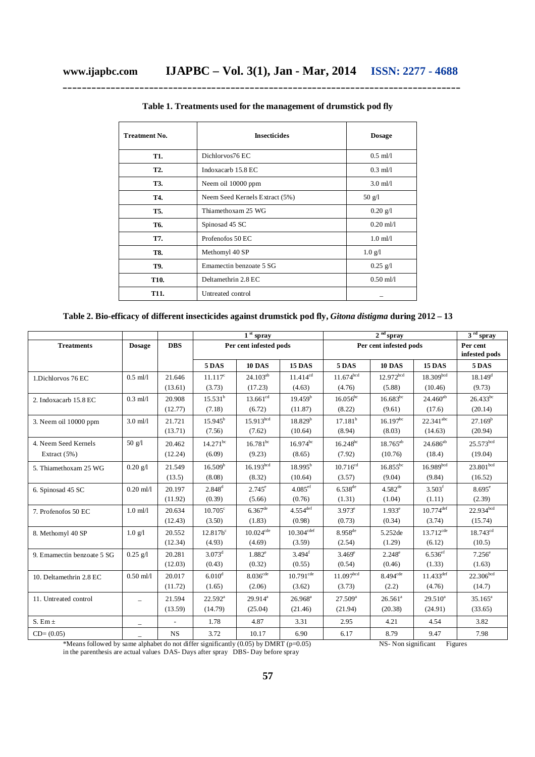**Table 1. Treatments used for the management of drumstick pod fly**

| Treatment No. | Insecticides | Dosage |
|---|---|---|
| T1. | Dichlorvos76 EC | 0.5 ml/l |
| T2. | Indoxacarb 15.8 EC | 0.3 ml/l |
| T3. | Neem oil 10000 ppm | 3.0 ml/l |
| T4. | Neem Seed Kernels Extract (5%) | 50 g/l |
| T5. | Thiamethoxam 25 WG | 0.20 g/l |
| T6. | Spinosad 45 SC | 0.20 ml/l |
| T7. | Profenofos 50 EC | 1.0 ml/l |
| T8. | Methomyl 40 SP | 1.0 g/l |
| T9. | Emamectin benzoate 5 SG | 0.25 g/l |
| T10. | Deltamethrin 2.8 EC | 0.50 ml/l |
| T11. | Untreated control | _ |

**Table 2. Bio-efficacy of different insecticides against drumstick pod fly, *Gitona distigma* during 2012 – 13**

| Treatments | Dosage | DBS | 1 st spray | | | 2 nd spray | | | 3 rd spray |
|---|---|---|---|---|---|---|---|---|---|
| | | | Per cent infested pods | | | Per cent infested pods | | | Per cent infested pods |
| | | | 5 DAS | 10 DAS | 15 DAS | 5 DAS | 10 DAS | 15 DAS | 5 DAS |
| 1.Dichlorvos 76 EC | 0.5 ml/l | 21.646 (13.61) | 11.117[c] (3.73) | 24.103[ab] (17.23) | 11.414[cd] (4.63) | 11.674[bcd] (4.76) | 12.972[bcd] (5.88) | 18.309[bcd] (10.46) | 18.149[d] (9.73) |
| 2. Indoxacarb 15.8 EC | 0.3 ml/l | 20.908 (12.77) | 15.531[b] (7.18) | 13.661[cd] (6.72) | 19.459[b] (11.87) | 16.056[bc] (8.22) | 16.683[bc] (9.61) | 24.460[ab] (17.6) | 26.433[bc] (20.14) |
| 3. Neem oil 10000 ppm | 3.0 ml/l | 21.721 (13.71) | 15.945[b] (7.56) | 15.913[bcd] (7.62) | 18.829[b] (10.64) | 17.181[b] (8.94) | 16.197[bc] (8.03) | 22.341[abc] (14.63) | 27.169[b] (20.94) |
| 4. Neem Seed Kernels Extract (5%) | 50 g/l | 20.462 (12.24) | 14.271[bc] (6.09) | 16.781[bc] (9.23) | 16.974[bc] (8.65) | 16.248[bc] (7.92) | 18.765[ab] (10.76) | 24.686[ab] (18.4) | 25.573[bcd] (19.04) |
| 5. Thiamethoxam 25 WG | 0.20 g/l | 21.549 (13.5) | 16.509[b] (8.08) | 16.193[bcd] (8.32) | 18.995[b] (10.64) | 10.716[cd] (3.57) | 16.855[bc] (9.04) | 16.989[bcd] (9.84) | 23.801[bcd] (16.52) |
| 6. Spinosad 45 SC | 0.20 ml/l | 20.197 (11.92) | 2.848[d] (0.39) | 2.745[e] (5.66) | 4.085[ef] (0.76) | 6.538[de] (1.31) | 4.582[de] (1.04) | 3.503[f] (1.11) | 8.695[e] (2.39) |
| 7. Profenofos 50 EC | 1.0 ml/l | 20.634 (12.43) | 10.705[c] (3.50) | 6.367[de] (1.83) | 4.554[def] (0.98) | 3.973[e] (0.73) | 1.933[e] (0.34) | 10.774[def] (3.74) | 22.934[bcd] (15.74) |
| 8. Methomyl 40 SP | 1.0 g/l | 20.552 (12.34) | 12.817b[c] (4.93) | 10.024[cde] (4.69) | 10.304[cdef] (3.59) | 8.958[de] (2.54) | 5.252de (1.29) | 13.712[cde] (6.12) | 18.743[cd] (10.5) |
| 9. Emamectin benzoate 5 SG | 0.25 g/l | 20.281 (12.03) | 3.073[d] (0.43) | 1.882[e] (0.32) | 3.494[f] (0.55) | 3.469[e] (0.54) | 2.248[e] (0.46) | 6.536[ef] (1.33) | 7.256[e] (1.63) |
| 10. Deltamethrin 2.8 EC | 0.50 ml/l | 20.017 (11.72) | 6.010[d] (1.65) | 8.036[cde] (2.06) | 10.791[cde] (3.62) | 11.097[bcd] (3.73) | 8.494[cde] (2.2) | 11.433[def] (4.76) | 22.306[bcd] (14.7) |
| 11. Untreated control | _ | 21.594 (13.59) | 22.592[a] (14.79) | 29.914[a] (25.04) | 26.968[a] (21.46) | 27.509[a] (21.94) | 26.561[a] (20.38) | 29.510[a] (24.91) | 35.165[a] (33.65) |
| S. Em ± | _ | - | 1.78 | 4.87 | 3.31 | 2.95 | 4.21 | 4.54 | 3.82 |
| CD= (0.05) | _ | NS | 3.72 | 10.17 | 6.90 | 6.17 | 8.79 | 9.47 | 7.98 |

*Means followed by same alphabet do not differ significantly (0.05) by DMRT (p=0.05) NS- Non significant Figures in the parenthesis are actual values DAS- Days after spray DBS- Day before spray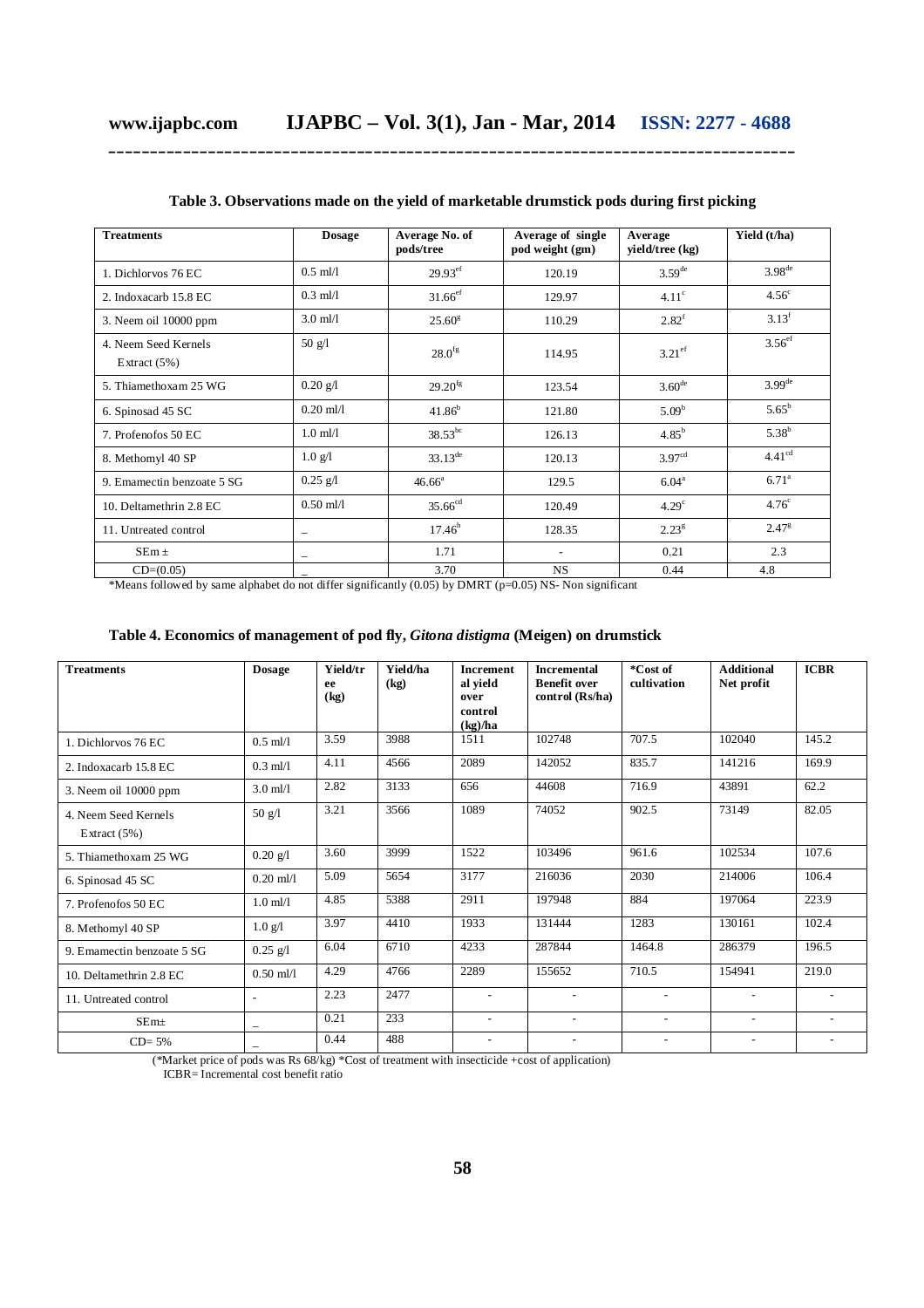**Table 3. Observations made on the yield of marketable drumstick pods during first picking**

| Treatments | Dosage | Average No. of pods/tree | Average of single pod weight (gm) | Average yield/tree (kg) | Yield (t/ha) |
|---|---|---|---|---|---|
| 1. Dichlorvos 76 EC | 0.5 ml/l | 29.93[ef] | 120.19 | 3.59[de] | 3.98[de] |
| 2. Indoxacarb 15.8 EC | 0.3 ml/l | 31.66[ef] | 129.97 | 4.11[c] | 4.56[c] |
| 3. Neem oil 10000 ppm | 3.0 ml/l | 25.60[g] | 110.29 | 2.82[f] | 3.13[f] |
| 4. Neem Seed Kernels Extract (5%) | 50 g/l | 28.0[fg] | 114.95 | 3.21[ef] | 3.56[ef] |
| 5. Thiamethoxam 25 WG | 0.20 g/l | 29.20[fg] | 123.54 | 3.60[de] | 3.99[de] |
| 6. Spinosad 45 SC | 0.20 ml/l | 41.86[b] | 121.80 | 5.09[b] | 5.65[b] |
| 7. Profenofos 50 EC | 1.0 ml/l | 38.53[bc] | 126.13 | 4.85[b] | 5.38[b] |
| 8. Methomyl 40 SP | 1.0 g/l | 33.13[de] | 120.13 | 3.97[cd] | 4.41[cd] |
| 9. Emamectin benzoate 5 SG | 0.25 g/l | 46.66[a] | 129.5 | 6.04[a] | 6.71[a] |
| 10. Deltamethrin 2.8 EC | 0.50 ml/l | 35.66[cd] | 120.49 | 4.29[c] | 4.76[c] |
| 11. Untreated control | _ | 17.46[h] | 128.35 | 2.23[g] | 2.47[g] |
| SEm ± | _ | 1.71 | - | 0.21 | 2.3 |
| CD=(0.05) | _ | 3.70 | NS | 0.44 | 4.8 |

*Means followed by same alphabet do not differ significantly (0.05) by DMRT (p=0.05) NS- Non significant

**Table 4. Economics of management of pod fly, *Gitona distigma* (Meigen) on drumstick**

| Treatments | Dosage | Yield/tree (kg) | Yield/ha (kg) | Incremental yield over control (kg)/ha | Incremental Benefit over control (Rs/ha) | *Cost of cultivation | Additional Net profit | ICBR |
|---|---|---|---|---|---|---|---|---|
| 1. Dichlorvos 76 EC | 0.5 ml/l | 3.59 | 3988 | 1511 | 102748 | 707.5 | 102040 | 145.2 |
| 2. Indoxacarb 15.8 EC | 0.3 ml/l | 4.11 | 4566 | 2089 | 142052 | 835.7 | 141216 | 169.9 |
| 3. Neem oil 10000 ppm | 3.0 ml/l | 2.82 | 3133 | 656 | 44608 | 716.9 | 43891 | 62.2 |
| 4. Neem Seed Kernels Extract (5%) | 50 g/l | 3.21 | 3566 | 1089 | 74052 | 902.5 | 73149 | 82.05 |
| 5. Thiamethoxam 25 WG | 0.20 g/l | 3.60 | 3999 | 1522 | 103496 | 961.6 | 102534 | 107.6 |
| 6. Spinosad 45 SC | 0.20 ml/l | 5.09 | 5654 | 3177 | 216036 | 2030 | 214006 | 106.4 |
| 7. Profenofos 50 EC | 1.0 ml/l | 4.85 | 5388 | 2911 | 197948 | 884 | 197064 | 223.9 |
| 8. Methomyl 40 SP | 1.0 g/l | 3.97 | 4410 | 1933 | 131444 | 1283 | 130161 | 102.4 |
| 9. Emamectin benzoate 5 SG | 0.25 g/l | 6.04 | 6710 | 4233 | 287844 | 1464.8 | 286379 | 196.5 |
| 10. Deltamethrin 2.8 EC | 0.50 ml/l | 4.29 | 4766 | 2289 | 155652 | 710.5 | 154941 | 219.0 |
| 11. Untreated control | - | 2.23 | 2477 | - | - | - | - | - |
| SEm± | _ | 0.21 | 233 | - | - | - | - | - |
| CD= 5% | _ | 0.44 | 488 | - | - | - | - | - |

(*Market price of pods was Rs 68/kg) *Cost of treatment with insecticide +cost of application)
ICBR= Incremental cost benefit ratio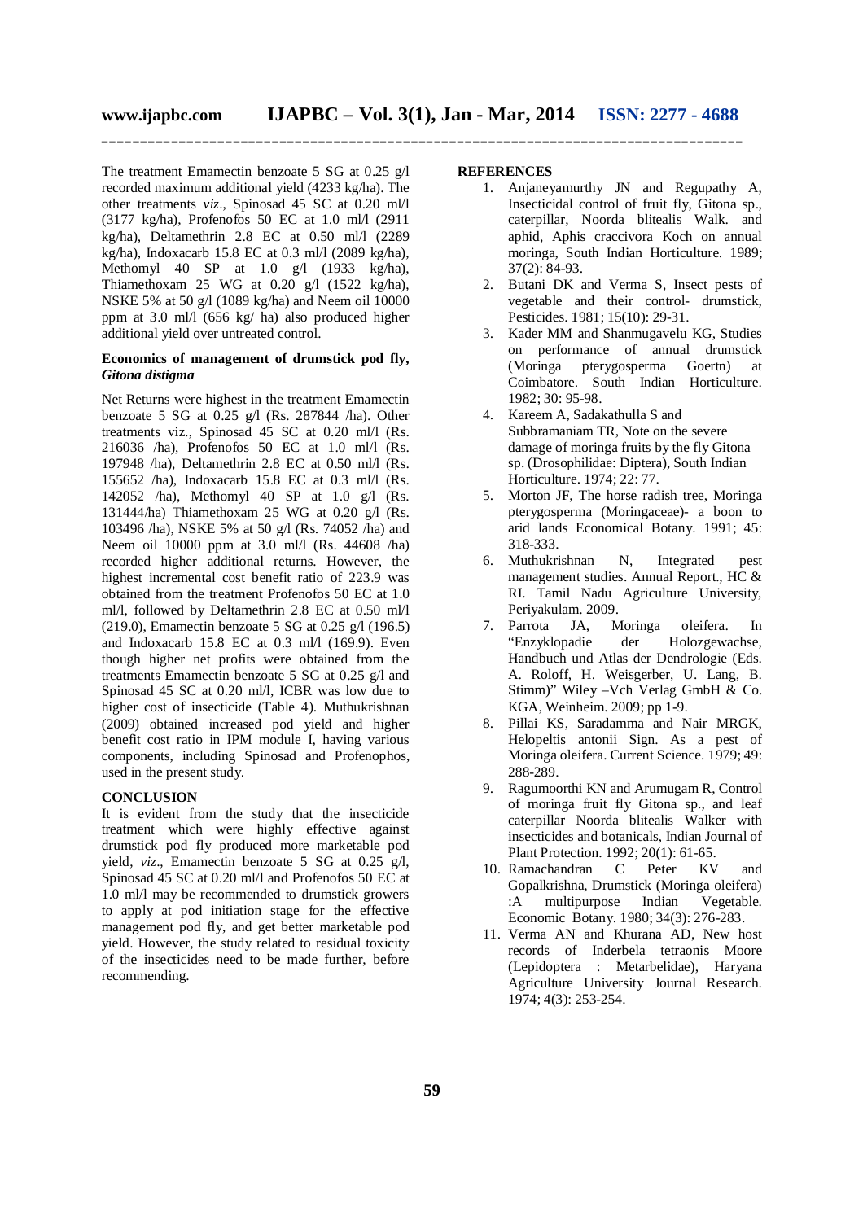The treatment Emamectin benzoate 5 SG at 0.25 g/l recorded maximum additional yield (4233 kg/ha). The other treatments *viz*., Spinosad 45 SC at 0.20 ml/l (3177 kg/ha), Profenofos 50 EC at 1.0 ml/l (2911 kg/ha), Deltamethrin 2.8 EC at 0.50 ml/l (2289 kg/ha), Indoxacarb 15.8 EC at 0.3 ml/l (2089 kg/ha), Methomyl 40 SP at 1.0 g/l (1933 kg/ha), Thiamethoxam 25 WG at 0.20 g/l (1522 kg/ha), NSKE 5% at 50 g/l (1089 kg/ha) and Neem oil 10000 ppm at 3.0 ml/l (656 kg/ ha) also produced higher additional yield over untreated control.

### Economics of management of drumstick pod fly, *Gitona distigma*

Net Returns were highest in the treatment Emamectin benzoate 5 SG at 0.25 g/l (Rs. 287844 /ha). Other treatments viz., Spinosad 45 SC at 0.20 ml/l (Rs. 216036 /ha), Profenofos 50 EC at 1.0 ml/l (Rs. 197948 /ha), Deltamethrin 2.8 EC at 0.50 ml/l (Rs. 155652 /ha), Indoxacarb 15.8 EC at 0.3 ml/l (Rs. 142052 /ha), Methomyl 40 SP at 1.0 g/l (Rs. 131444/ha) Thiamethoxam 25 WG at 0.20 g/l (Rs. 103496 /ha), NSKE 5% at 50 g/l (Rs. 74052 /ha) and Neem oil 10000 ppm at 3.0 ml/l (Rs. 44608 /ha) recorded higher additional returns. However, the highest incremental cost benefit ratio of 223.9 was obtained from the treatment Profenofos 50 EC at 1.0 ml/l, followed by Deltamethrin 2.8 EC at 0.50 ml/l (219.0), Emamectin benzoate 5 SG at 0.25 g/l (196.5) and Indoxacarb 15.8 EC at 0.3 ml/l (169.9). Even though higher net profits were obtained from the treatments Emamectin benzoate 5 SG at 0.25 g/l and Spinosad 45 SC at 0.20 ml/l, ICBR was low due to higher cost of insecticide (Table 4). Muthukrishnan (2009) obtained increased pod yield and higher benefit cost ratio in IPM module I, having various components, including Spinosad and Profenophos, used in the present study.

## CONCLUSION

It is evident from the study that the insecticide treatment which were highly effective against drumstick pod fly produced more marketable pod yield, *viz*., Emamectin benzoate 5 SG at 0.25 g/l, Spinosad 45 SC at 0.20 ml/l and Profenofos 50 EC at 1.0 ml/l may be recommended to drumstick growers to apply at pod initiation stage for the effective management pod fly, and get better marketable pod yield. However, the study related to residual toxicity of the insecticides need to be made further, before recommending.

## REFERENCES

1. Anjaneyamurthy JN and Regupathy A, Insecticidal control of fruit fly, Gitona sp., caterpillar, Noorda blitealis Walk. and aphid, Aphis craccivora Koch on annual moringa, South Indian Horticulture. 1989; 37(2): 84-93.
2. Butani DK and Verma S, Insect pests of vegetable and their control- drumstick, Pesticides. 1981; 15(10): 29-31.
3. Kader MM and Shanmugavelu KG, Studies on performance of annual drumstick (Moringa pterygosperma Goertn) at Coimbatore. South Indian Horticulture. 1982; 30: 95-98.
4. Kareem A, Sadakathulla S and Subbramaniam TR, Note on the severe damage of moringa fruits by the fly Gitona sp. (Drosophilidae: Diptera), South Indian Horticulture. 1974; 22: 77.
5. Morton JF, The horse radish tree, Moringa pterygosperma (Moringaceae)- a boon to arid lands Economical Botany. 1991; 45: 318-333.
6. Muthukrishnan N, Integrated pest management studies. Annual Report., HC & RI. Tamil Nadu Agriculture University, Periyakulam. 2009.
7. Parrota JA, Moringa oleifera. In "Enzyklopadie der Holozgewachse, Handbuch und Atlas der Dendrologie (Eds. A. Roloff, H. Weisgerber, U. Lang, B. Stimm)" Wiley –Vch Verlag GmbH & Co. KGA, Weinheim. 2009; pp 1-9.
8. Pillai KS, Saradamma and Nair MRGK, Helopeltis antonii Sign. As a pest of Moringa oleifera. Current Science. 1979; 49: 288-289.
9. Ragumoorthi KN and Arumugam R, Control of moringa fruit fly Gitona sp., and leaf caterpillar Noorda blitealis Walker with insecticides and botanicals, Indian Journal of Plant Protection. 1992; 20(1): 61-65.
10. Ramachandran C Peter KV and Gopalkrishna, Drumstick (Moringa oleifera) :A multipurpose Indian Vegetable. Economic Botany. 1980; 34(3): 276-283.
11. Verma AN and Khurana AD, New host records of Inderbela tetraonis Moore (Lepidoptera : Metarbelidae), Haryana Agriculture University Journal Research. 1974; 4(3): 253-254.